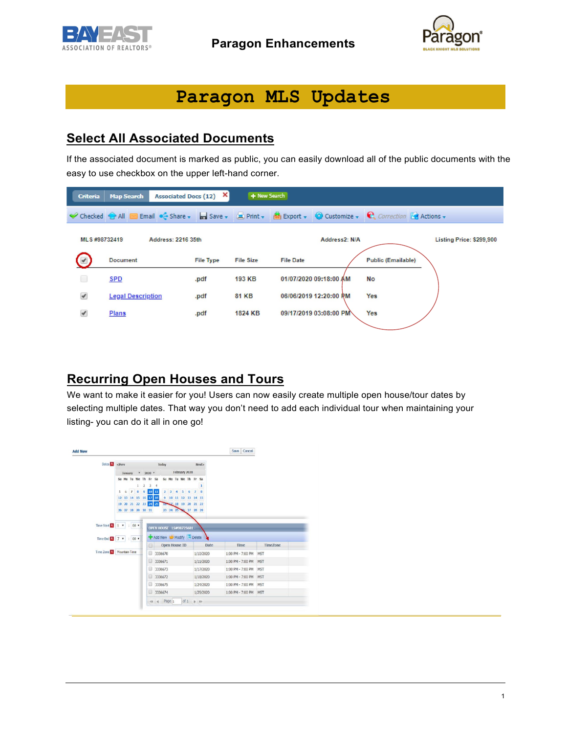# Paragon MLS Updates

## Select All Associated Documents

If the associated document is marked as public, you can easily download all of the public documents with the easy to use checkbox on the upper left-hand corner.

## Recurring Open Houses and Tours

We want to make it easier for you! Users can now easily create multiple open house/tour dates by selecting multiple dates. That way you don't need to add each individual tour when maintaining your listing- you can do it all in one go!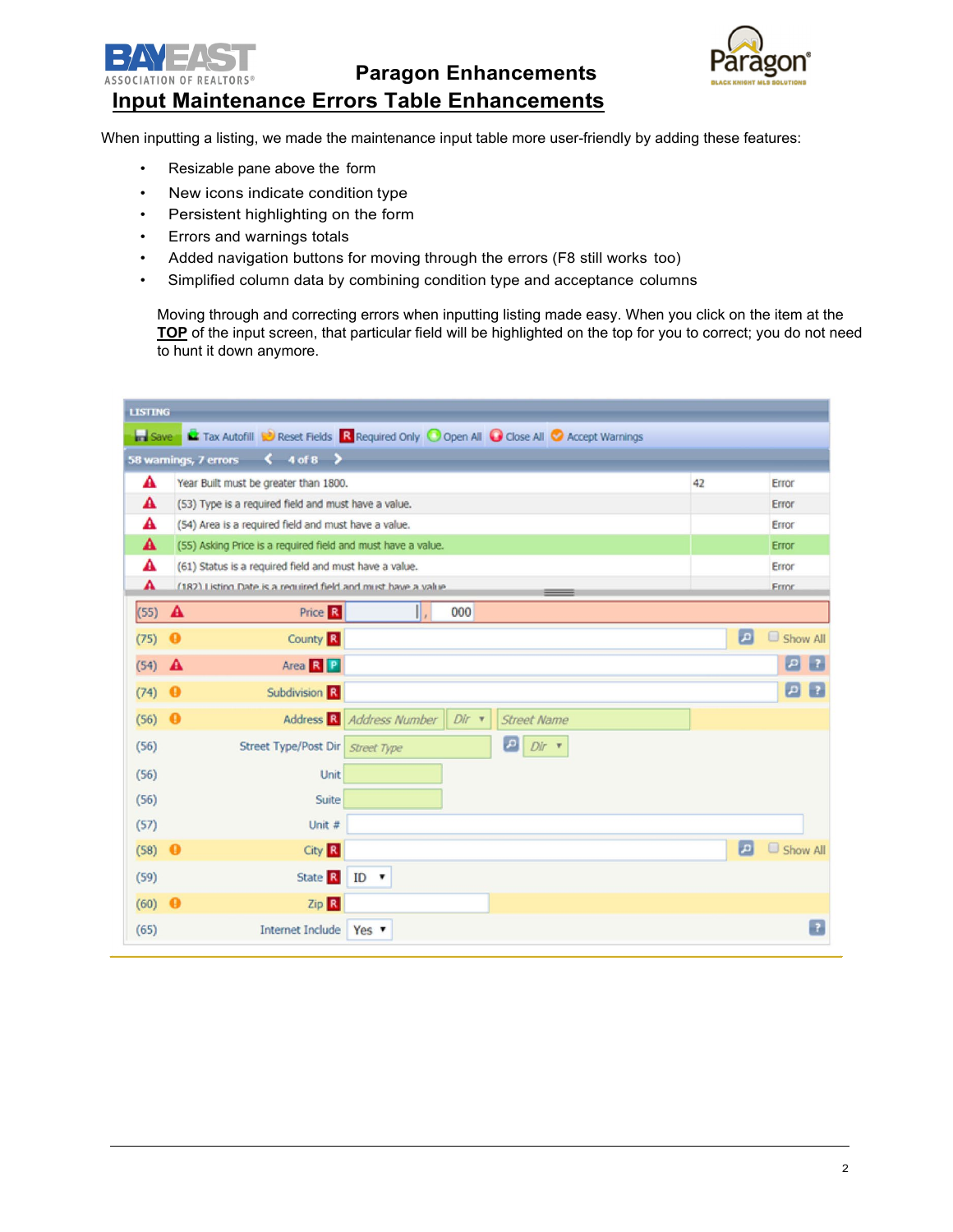# Paragon Enhancements

## Input Maintenance Errors Table Enhancements

When inputting a listing, we made the maintenance input table more user-friendly by adding these features:

- Resizable pane above the form
- New icons indicate condition type
- Persistent highlighting on the form
- Errors and warnings totals
- Added navigation buttons for moving through the errors (F8 still works too)
- Simplified column data by combining condition type and acceptance columns

Moving through and correcting errors when inputting listing made easy. When you click on the item at the **TOP** of the input screen, that particular field will be highlighted on the top for you to correct; you do not need to hunt it down anymore.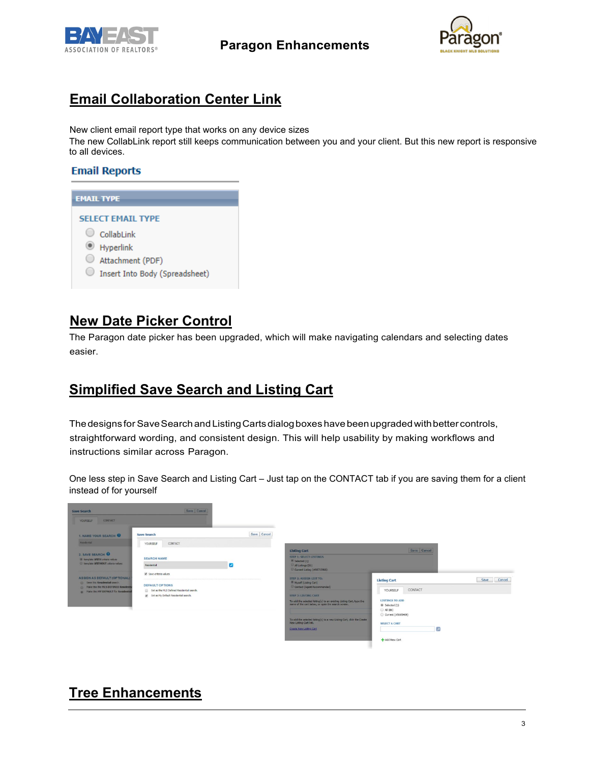## Email Collaboration Center Link

New client email report type that works on any device sizes
The new CollabLink report still keeps communication between you and your client. But this new report is responsive to all devices.

**Email Reports**

EMAIL TYPE

SELECT EMAIL TYPE

- CollabLink
- Hyperlink
- Attachment (PDF)
- Insert Into Body (Spreadsheet)

## New Date Picker Control

The Paragon date picker has been upgraded, which will make navigating calendars and selecting dates easier.

## Simplified Save Search and Listing Cart

The designs for Save Search and Listing Carts dialog boxes have been upgraded with better controls, straightforward wording, and consistent design. This will help usability by making workflows and instructions similar across Paragon.

One less step in Save Search and Listing Cart – Just tap on the CONTACT tab if you are saving them for a client instead of for yourself

## Tree Enhancements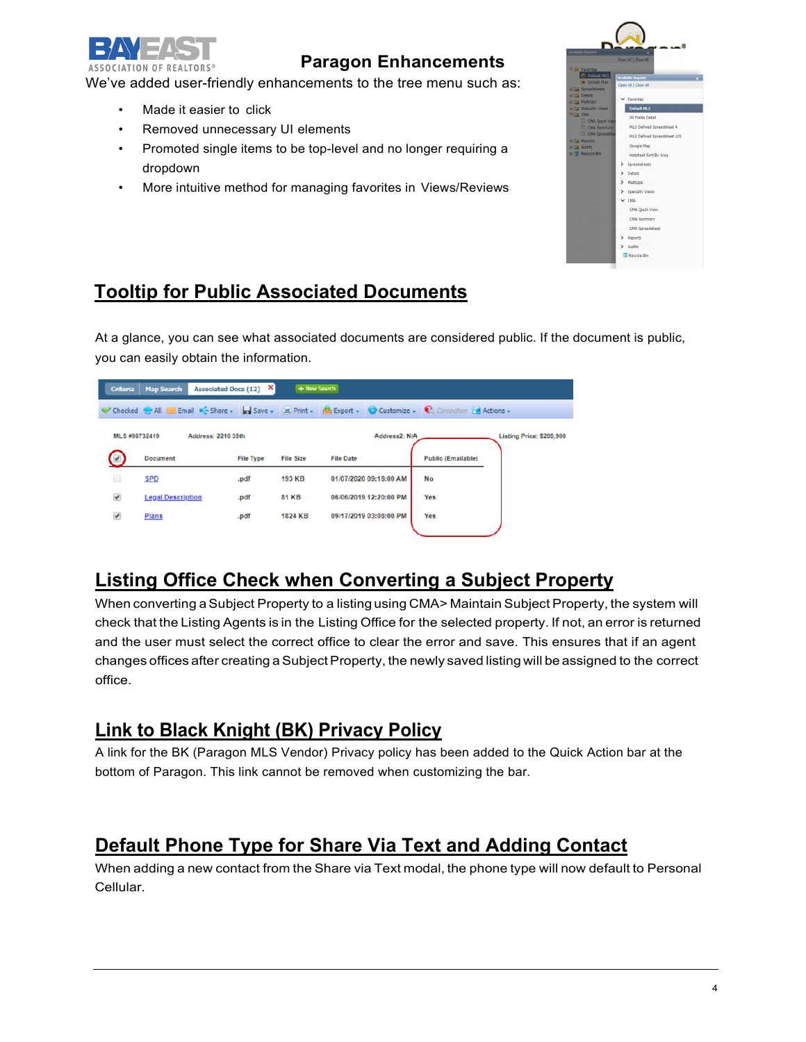## Paragon Enhancements

We've added user-friendly enhancements to the tree menu such as:

- Made it easier to click
- Removed unnecessary UI elements
- Promoted single items to be top-level and no longer requiring a dropdown
- More intuitive method for managing favorites in Views/Reviews

## Tooltip for Public Associated Documents

At a glance, you can see what associated documents are considered public. If the document is public, you can easily obtain the information.

## Listing Office Check when Converting a Subject Property

When converting a Subject Property to a listing using CMA> Maintain Subject Property, the system will check that the Listing Agents is in the Listing Office for the selected property. If not, an error is returned and the user must select the correct office to clear the error and save. This ensures that if an agent changes offices after creating a Subject Property, the newly saved listing will be assigned to the correct office.

## Link to Black Knight (BK) Privacy Policy

A link for the BK (Paragon MLS Vendor) Privacy policy has been added to the Quick Action bar at the bottom of Paragon. This link cannot be removed when customizing the bar.

## Default Phone Type for Share Via Text and Adding Contact

When adding a new contact from the Share via Text modal, the phone type will now default to Personal Cellular.